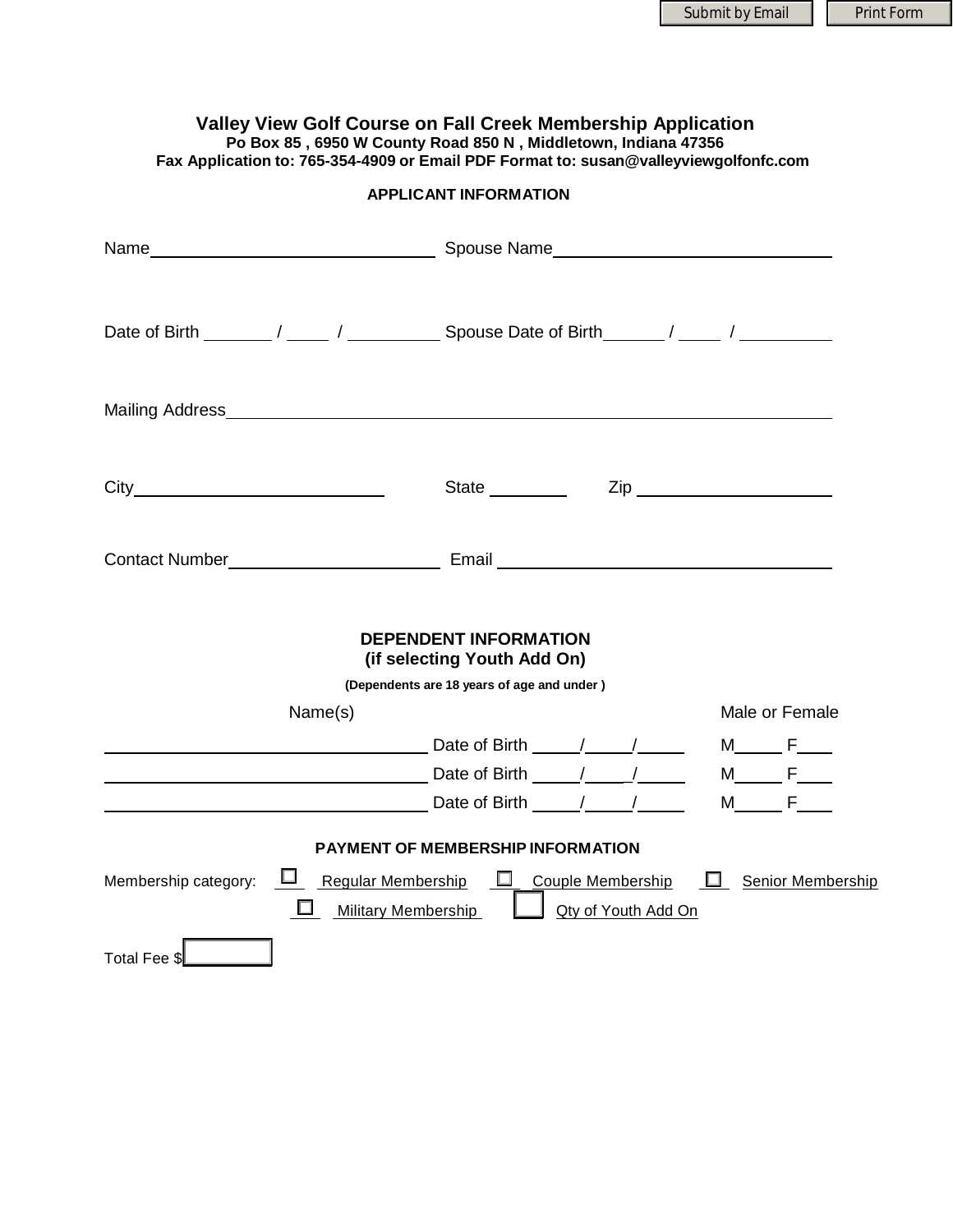# Valley View Golf Course on Fall Creek Membership Application

**Po Box 85 , 6950 W County Road 850 N , Middletown, Indiana 47356**

**Fax Application to: 765-354-4909 or Email PDF Format to: susan@valleyviewgolfonfc.com**

## APPLICANT INFORMATION

Name______________________________ Spouse Name______________________________

Date of Birth _______ / ____ / _________ Spouse Date of Birth______ / ____ / _________

Mailing Address____________________________________________________________

City________________________ State ________ Zip ____________________

Contact Number______________________ Email ___________________________________

## DEPENDENT INFORMATION
## (if selecting Youth Add On)

**(Dependents are 18 years of age and under )**

| Name(s) | | Male or Female |
|---|---|---|
| ______________________________ | Date of Birth _____/_____/_____ | M_____ F____ |
| ______________________________ | Date of Birth _____/_____/_____ | M_____ F____ |
| ______________________________ | Date of Birth _____/_____/_____ | M_____ F____ |

## PAYMENT OF MEMBERSHIP INFORMATION

Membership category: ☐ Regular Membership ☐ Couple Membership ☐ Senior Membership

☐ Military Membership ☐ Qty of Youth Add On

Total Fee $__________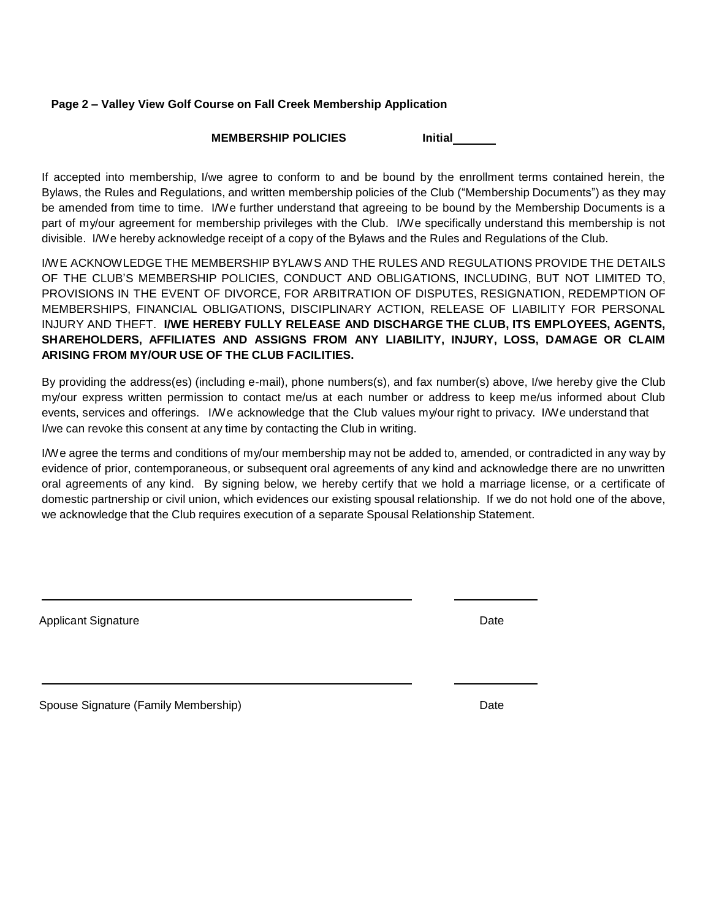**Page 2 – Valley View Golf Course on Fall Creek Membership Application**

**MEMBERSHIP POLICIES** **Initial______**

If accepted into membership, I/we agree to conform to and be bound by the enrollment terms contained herein, the Bylaws, the Rules and Regulations, and written membership policies of the Club ("Membership Documents") as they may be amended from time to time. I/We further understand that agreeing to be bound by the Membership Documents is a part of my/our agreement for membership privileges with the Club. I/We specifically understand this membership is not divisible. I/We hereby acknowledge receipt of a copy of the Bylaws and the Rules and Regulations of the Club.

I/WE ACKNOWLEDGE THE MEMBERSHIP BYLAWS AND THE RULES AND REGULATIONS PROVIDE THE DETAILS OF THE CLUB'S MEMBERSHIP POLICIES, CONDUCT AND OBLIGATIONS, INCLUDING, BUT NOT LIMITED TO, PROVISIONS IN THE EVENT OF DIVORCE, FOR ARBITRATION OF DISPUTES, RESIGNATION, REDEMPTION OF MEMBERSHIPS, FINANCIAL OBLIGATIONS, DISCIPLINARY ACTION, RELEASE OF LIABILITY FOR PERSONAL INJURY AND THEFT. **I/WE HEREBY FULLY RELEASE AND DISCHARGE THE CLUB, ITS EMPLOYEES, AGENTS, SHAREHOLDERS, AFFILIATES AND ASSIGNS FROM ANY LIABILITY, INJURY, LOSS, DAMAGE OR CLAIM ARISING FROM MY/OUR USE OF THE CLUB FACILITIES.**

By providing the address(es) (including e-mail), phone numbers(s), and fax number(s) above, I/we hereby give the Club my/our express written permission to contact me/us at each number or address to keep me/us informed about Club events, services and offerings. I/We acknowledge that the Club values my/our right to privacy. I/We understand that I/we can revoke this consent at any time by contacting the Club in writing.

I/We agree the terms and conditions of my/our membership may not be added to, amended, or contradicted in any way by evidence of prior, contemporaneous, or subsequent oral agreements of any kind and acknowledge there are no unwritten oral agreements of any kind. By signing below, we hereby certify that we hold a marriage license, or a certificate of domestic partnership or civil union, which evidences our existing spousal relationship. If we do not hold one of the above, we acknowledge that the Club requires execution of a separate Spousal Relationship Statement.

______________________________________________ ____________

Applicant Signature Date

______________________________________________ ____________

Spouse Signature (Family Membership) Date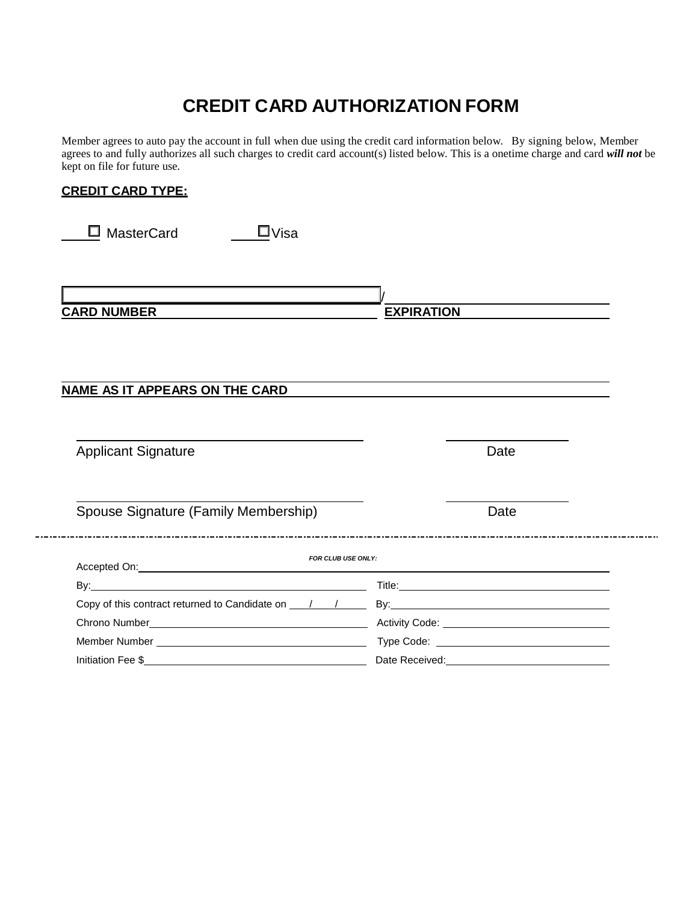# CREDIT CARD AUTHORIZATION FORM

Member agrees to auto pay the account in full when due using the credit card information below. By signing below, Member agrees to and fully authorizes all such charges to credit card account(s) listed below. This is a onetime charge and card ***will not*** be kept on file for future use.

**CREDIT CARD TYPE:**

☐ MasterCard ☐ Visa

**CARD NUMBER** ______________________ / **EXPIRATION** ______________________

**NAME AS IT APPEARS ON THE CARD** ______________________

Applicant Signature ______________________ Date ______________________

Spouse Signature (Family Membership) ______________________ Date ______________________

---

***FOR CLUB USE ONLY:***

Accepted On: ______________________

By: ______________________ Title: ______________________

Copy of this contract returned to Candidate on ___/___/___ By: ______________________

Chrono Number ______________________ Activity Code: ______________________

Member Number ______________________ Type Code: ______________________

Initiation Fee $ ______________________ Date Received: ______________________